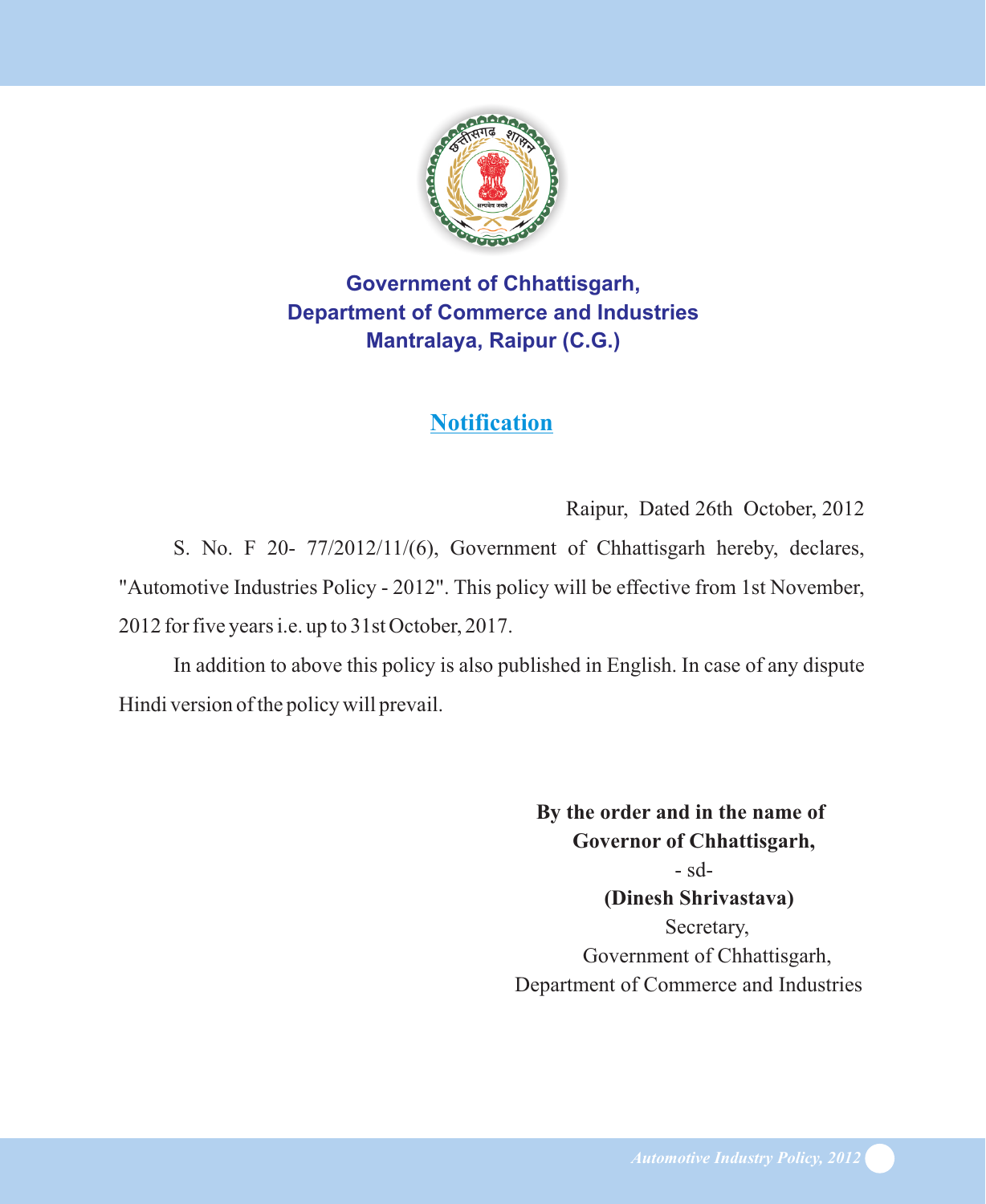**Government of Chhattisgarh,**
**Department of Commerce and Industries**
**Mantralaya, Raipur (C.G.)**

# Notification

Raipur, Dated 26th October, 2012

S. No. F 20- 77/2012/11/(6), Government of Chhattisgarh hereby, declares, "Automotive Industries Policy - 2012". This policy will be effective from 1st November, 2012 for five years i.e. up to 31st October, 2017.

In addition to above this policy is also published in English. In case of any dispute Hindi version of the policy will prevail.

**By the order and in the name of**
**Governor of Chhattisgarh,**
- sd-
**(Dinesh Shrivastava)**
Secretary,
Government of Chhattisgarh,
Department of Commerce and Industries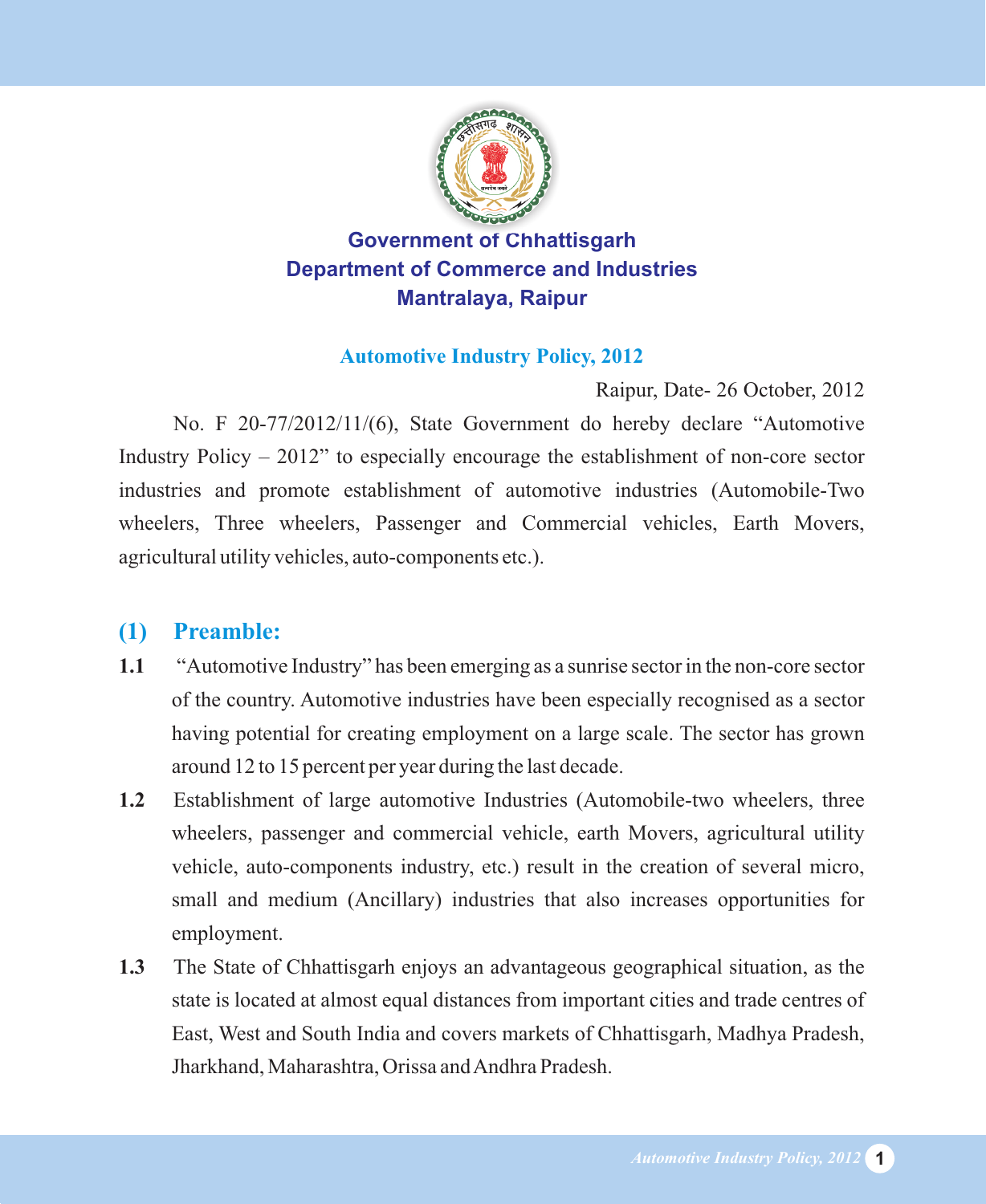**Government of Chhattisgarh**
**Department of Commerce and Industries**
**Mantralaya, Raipur**

## Automotive Industry Policy, 2012

Raipur, Date- 26 October, 2012

No. F 20-77/2012/11/(6), State Government do hereby declare "Automotive Industry Policy – 2012" to especially encourage the establishment of non-core sector industries and promote establishment of automotive industries (Automobile-Two wheelers, Three wheelers, Passenger and Commercial vehicles, Earth Movers, agricultural utility vehicles, auto-components etc.).

## (1) Preamble:

**1.1** "Automotive Industry" has been emerging as a sunrise sector in the non-core sector of the country. Automotive industries have been especially recognised as a sector having potential for creating employment on a large scale. The sector has grown around 12 to 15 percent per year during the last decade.

**1.2** Establishment of large automotive Industries (Automobile-two wheelers, three wheelers, passenger and commercial vehicle, earth Movers, agricultural utility vehicle, auto-components industry, etc.) result in the creation of several micro, small and medium (Ancillary) industries that also increases opportunities for employment.

**1.3** The State of Chhattisgarh enjoys an advantageous geographical situation, as the state is located at almost equal distances from important cities and trade centres of East, West and South India and covers markets of Chhattisgarh, Madhya Pradesh, Jharkhand, Maharashtra, Orissa and Andhra Pradesh.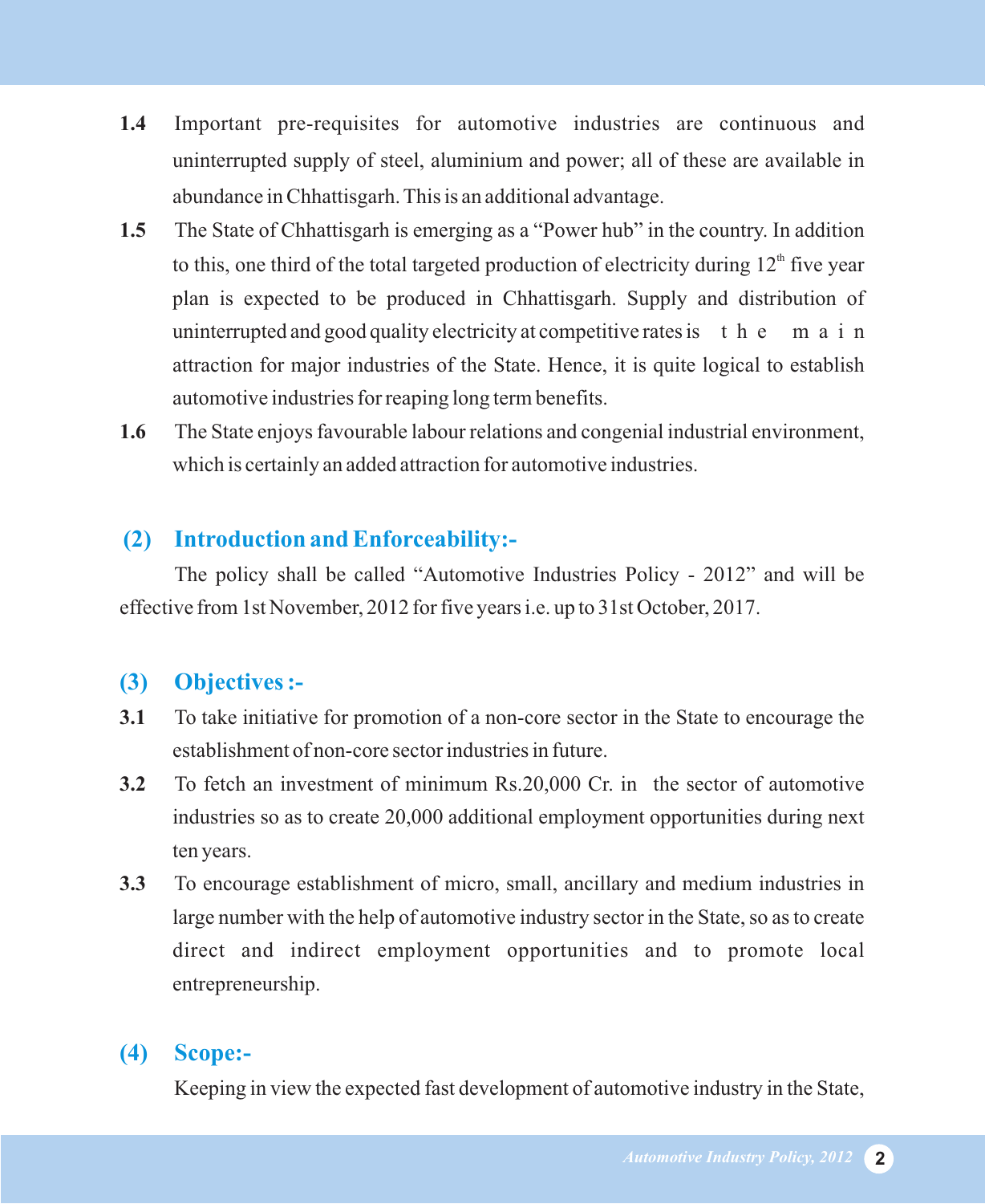**1.4** Important pre-requisites for automotive industries are continuous and uninterrupted supply of steel, aluminium and power; all of these are available in abundance in Chhattisgarh. This is an additional advantage.

**1.5** The State of Chhattisgarh is emerging as a "Power hub" in the country. In addition to this, one third of the total targeted production of electricity during 12th five year plan is expected to be produced in Chhattisgarh. Supply and distribution of uninterrupted and good quality electricity at competitive rates is the main attraction for major industries of the State. Hence, it is quite logical to establish automotive industries for reaping long term benefits.

**1.6** The State enjoys favourable labour relations and congenial industrial environment, which is certainly an added attraction for automotive industries.

## (2) Introduction and Enforceability:-

The policy shall be called "Automotive Industries Policy - 2012" and will be effective from 1st November, 2012 for five years i.e. up to 31st October, 2017.

## (3) Objectives :-

**3.1** To take initiative for promotion of a non-core sector in the State to encourage the establishment of non-core sector industries in future.

**3.2** To fetch an investment of minimum Rs.20,000 Cr. in the sector of automotive industries so as to create 20,000 additional employment opportunities during next ten years.

**3.3** To encourage establishment of micro, small, ancillary and medium industries in large number with the help of automotive industry sector in the State, so as to create direct and indirect employment opportunities and to promote local entrepreneurship.

## (4) Scope:-

Keeping in view the expected fast development of automotive industry in the State,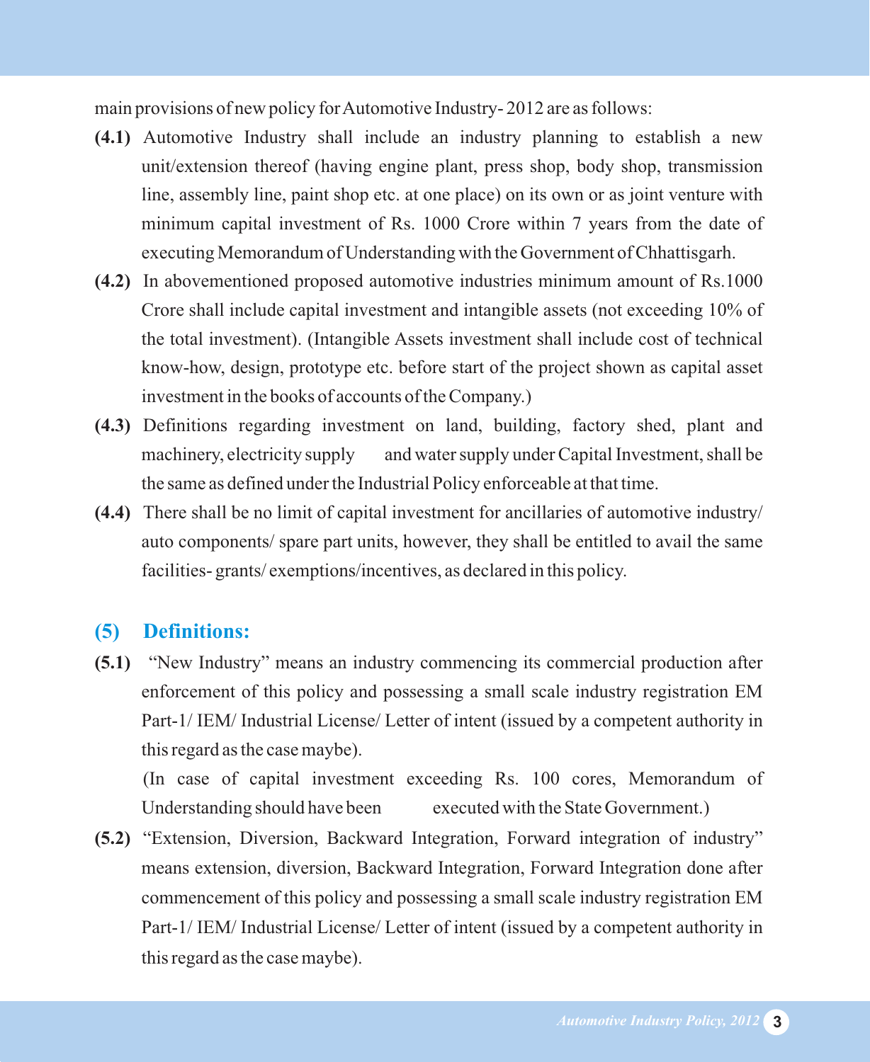main provisions of new policy for Automotive Industry- 2012 are as follows:

**(4.1)** Automotive Industry shall include an industry planning to establish a new unit/extension thereof (having engine plant, press shop, body shop, transmission line, assembly line, paint shop etc. at one place) on its own or as joint venture with minimum capital investment of Rs. 1000 Crore within 7 years from the date of executing Memorandum of Understanding with the Government of Chhattisgarh.

**(4.2)** In abovementioned proposed automotive industries minimum amount of Rs.1000 Crore shall include capital investment and intangible assets (not exceeding 10% of the total investment). (Intangible Assets investment shall include cost of technical know-how, design, prototype etc. before start of the project shown as capital asset investment in the books of accounts of the Company.)

**(4.3)** Definitions regarding investment on land, building, factory shed, plant and machinery, electricity supply and water supply under Capital Investment, shall be the same as defined under the Industrial Policy enforceable at that time.

**(4.4)** There shall be no limit of capital investment for ancillaries of automotive industry/ auto components/ spare part units, however, they shall be entitled to avail the same facilities- grants/ exemptions/incentives, as declared in this policy.

## (5) Definitions:

**(5.1)** "New Industry" means an industry commencing its commercial production after enforcement of this policy and possessing a small scale industry registration EM Part-1/ IEM/ Industrial License/ Letter of intent (issued by a competent authority in this regard as the case maybe).

(In case of capital investment exceeding Rs. 100 cores, Memorandum of Understanding should have been executed with the State Government.)

**(5.2)** "Extension, Diversion, Backward Integration, Forward integration of industry" means extension, diversion, Backward Integration, Forward Integration done after commencement of this policy and possessing a small scale industry registration EM Part-1/ IEM/ Industrial License/ Letter of intent (issued by a competent authority in this regard as the case maybe).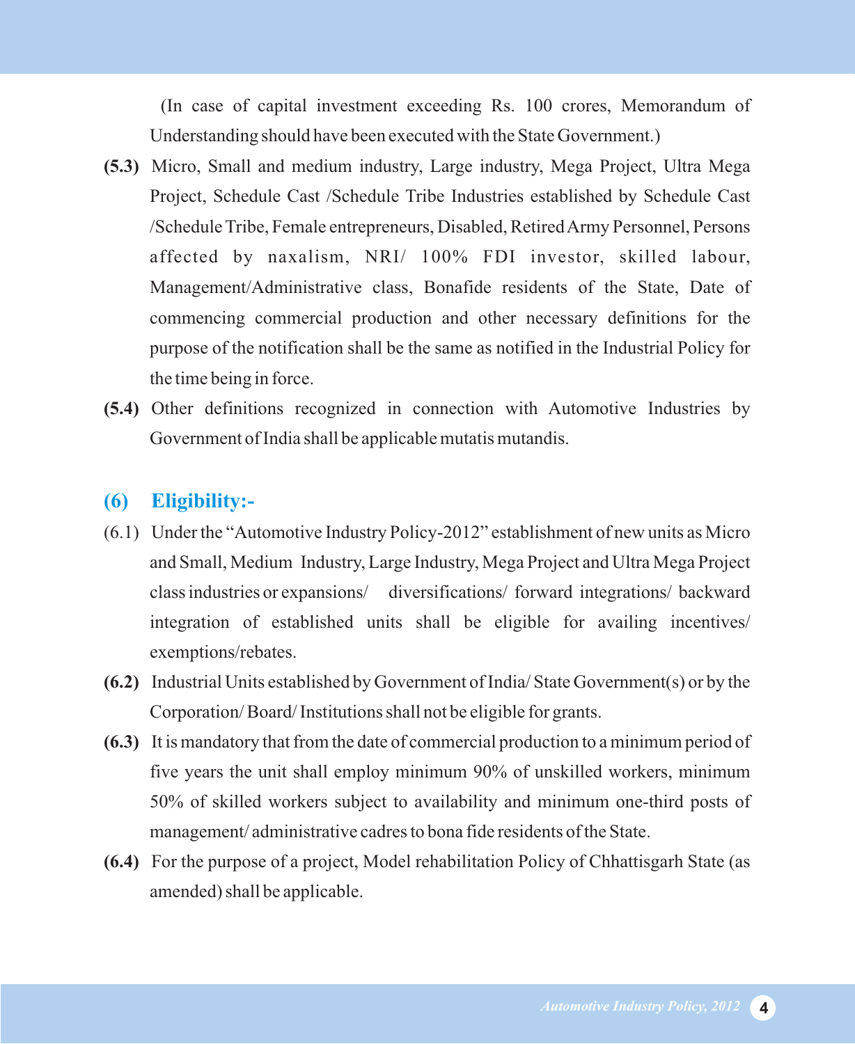(In case of capital investment exceeding Rs. 100 crores, Memorandum of Understanding should have been executed with the State Government.)

**(5.3)** Micro, Small and medium industry, Large industry, Mega Project, Ultra Mega Project, Schedule Cast /Schedule Tribe Industries established by Schedule Cast /Schedule Tribe, Female entrepreneurs, Disabled, Retired Army Personnel, Persons affected by naxalism, NRI/ 100% FDI investor, skilled labour, Management/Administrative class, Bonafide residents of the State, Date of commencing commercial production and other necessary definitions for the purpose of the notification shall be the same as notified in the Industrial Policy for the time being in force.

**(5.4)** Other definitions recognized in connection with Automotive Industries by Government of India shall be applicable mutatis mutandis.

## (6) Eligibility:-

(6.1) Under the "Automotive Industry Policy-2012" establishment of new units as Micro and Small, Medium Industry, Large Industry, Mega Project and Ultra Mega Project class industries or expansions/ diversifications/ forward integrations/ backward integration of established units shall be eligible for availing incentives/ exemptions/rebates.

**(6.2)** Industrial Units established by Government of India/ State Government(s) or by the Corporation/ Board/ Institutions shall not be eligible for grants.

**(6.3)** It is mandatory that from the date of commercial production to a minimum period of five years the unit shall employ minimum 90% of unskilled workers, minimum 50% of skilled workers subject to availability and minimum one-third posts of management/ administrative cadres to bona fide residents of the State.

**(6.4)** For the purpose of a project, Model rehabilitation Policy of Chhattisgarh State (as amended) shall be applicable.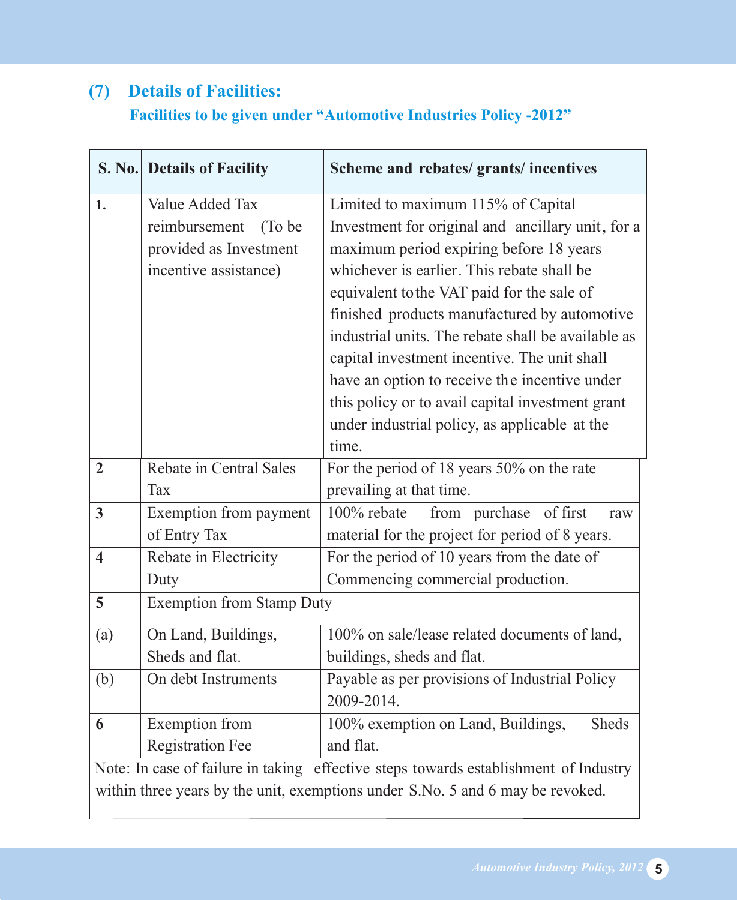## (7) Details of Facilities:

**Facilities to be given under "Automotive Industries Policy -2012"**

| S. No. | Details of Facility | Scheme and rebates/ grants/ incentives |
|---|---|---|
| **1.** | Value Added Tax reimbursement (To be provided as Investment incentive assistance) | Limited to maximum 115% of Capital Investment for original and ancillary unit, for a maximum period expiring before 18 years whichever is earlier. This rebate shall be equivalent to the VAT paid for the sale of finished products manufactured by automotive industrial units. The rebate shall be available as capital investment incentive. The unit shall have an option to receive the incentive under this policy or to avail capital investment grant under industrial policy, as applicable at the time. |
| **2** | Rebate in Central Sales Tax | For the period of 18 years 50% on the rate prevailing at that time. |
| **3** | Exemption from payment of Entry Tax | 100% rebate from purchase of first raw material for the project for period of 8 years. |
| **4** | Rebate in Electricity Duty | For the period of 10 years from the date of Commencing commercial production. |
| **5** | Exemption from Stamp Duty | |
| (a) | On Land, Buildings, Sheds and flat. | 100% on sale/lease related documents of land, buildings, sheds and flat. |
| (b) | On debt Instruments | Payable as per provisions of Industrial Policy 2009-2014. |
| **6** | Exemption from Registration Fee | 100% exemption on Land, Buildings, Sheds and flat. |

Note: In case of failure in taking effective steps towards establishment of Industry within three years by the unit, exemptions under S.No. 5 and 6 may be revoked.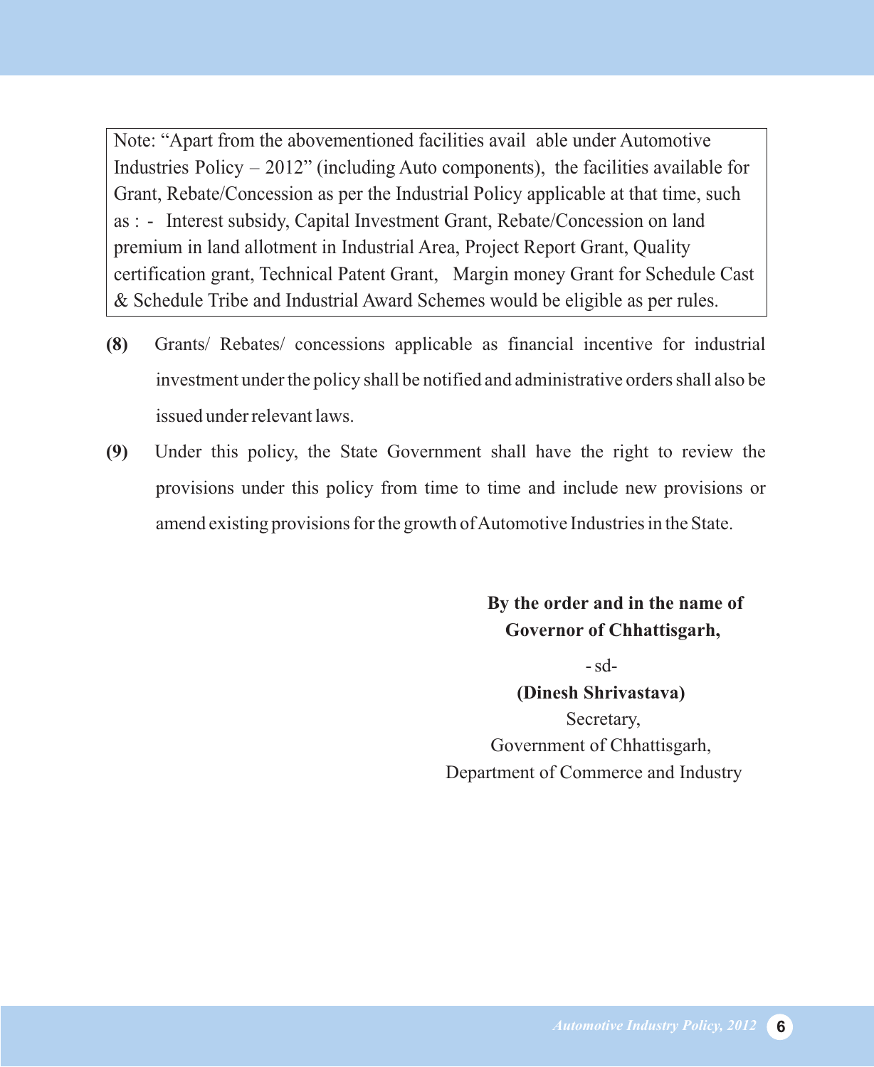> Note: "Apart from the abovementioned facilities avail able under Automotive Industries Policy – 2012" (including Auto components), the facilities available for Grant, Rebate/Concession as per the Industrial Policy applicable at that time, such as : - Interest subsidy, Capital Investment Grant, Rebate/Concession on land premium in land allotment in Industrial Area, Project Report Grant, Quality certification grant, Technical Patent Grant, Margin money Grant for Schedule Cast & Schedule Tribe and Industrial Award Schemes would be eligible as per rules.

**(8)** Grants/ Rebates/ concessions applicable as financial incentive for industrial investment under the policy shall be notified and administrative orders shall also be issued under relevant laws.

**(9)** Under this policy, the State Government shall have the right to review the provisions under this policy from time to time and include new provisions or amend existing provisions for the growth of Automotive Industries in the State.

**By the order and in the name of**
**Governor of Chhattisgarh,**

- sd-

**(Dinesh Shrivastava)**
Secretary,
Government of Chhattisgarh,
Department of Commerce and Industry